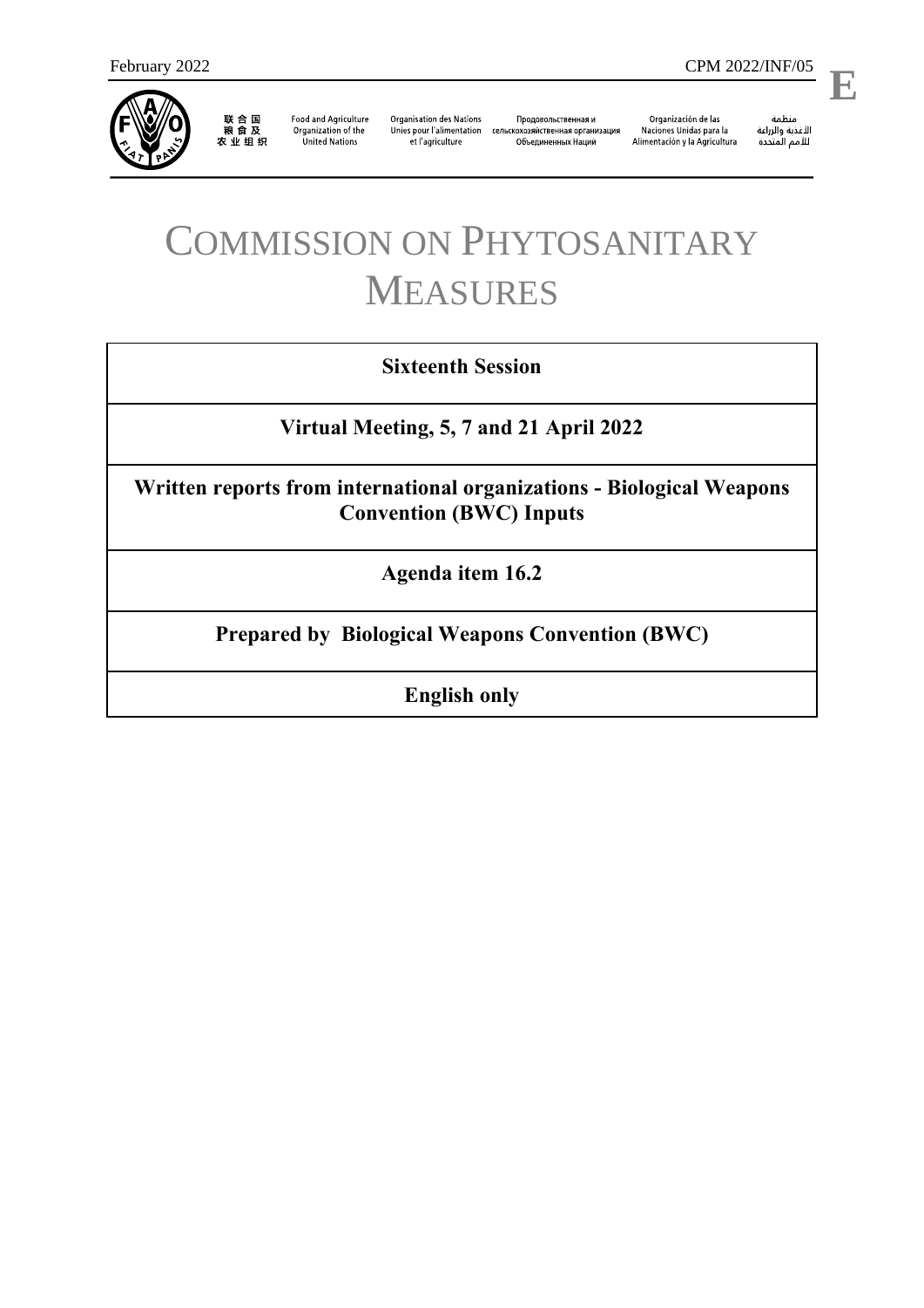February 2022 CPM 2022/INF/05

**E**

联合国粮食及农业组织 Food and Agriculture Organization of the United Nations Organisation des Nations Unies pour l'alimentation et l'agriculture Продовольственная и сельскохозяйственная организация Объединенных Наций Organización de las Naciones Unidas para la Alimentación y la Agricultura منظمة الأغذية والزراعة للأمم المتحدة

# COMMISSION ON PHYTOSANITARY MEASURES

| **Sixteenth Session** |
|---|
| **Virtual Meeting, 5, 7 and 21 April 2022** |
| **Written reports from international organizations - Biological Weapons Convention (BWC) Inputs** |
| **Agenda item 16.2** |
| **Prepared by Biological Weapons Convention (BWC)** |
| **English only** |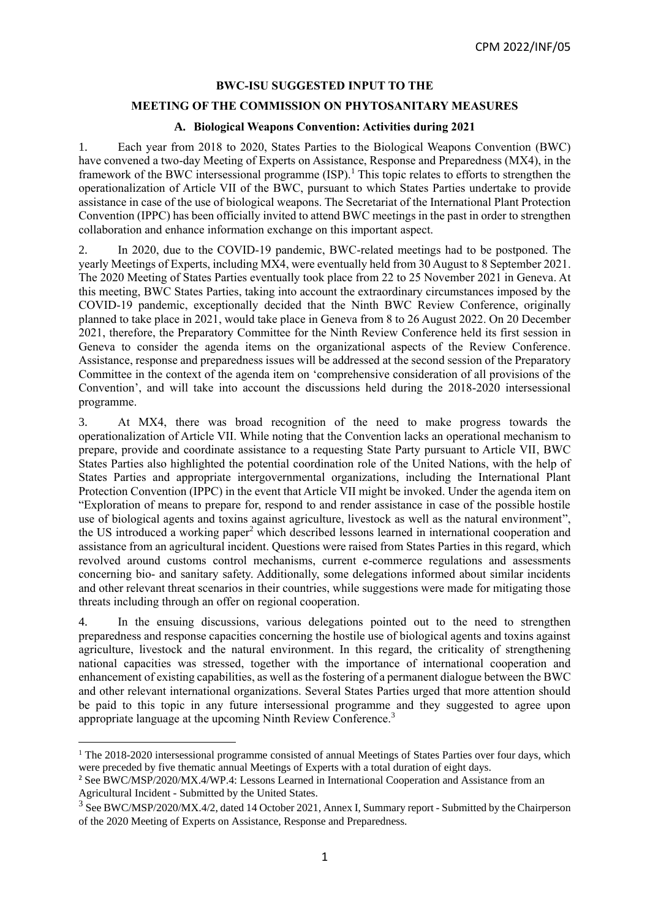**BWC-ISU SUGGESTED INPUT TO THE**

**MEETING OF THE COMMISSION ON PHYTOSANITARY MEASURES**

## A. Biological Weapons Convention: Activities during 2021

1. Each year from 2018 to 2020, States Parties to the Biological Weapons Convention (BWC) have convened a two-day Meeting of Experts on Assistance, Response and Preparedness (MX4), in the framework of the BWC intersessional programme (ISP).[1] This topic relates to efforts to strengthen the operationalization of Article VII of the BWC, pursuant to which States Parties undertake to provide assistance in case of the use of biological weapons. The Secretariat of the International Plant Protection Convention (IPPC) has been officially invited to attend BWC meetings in the past in order to strengthen collaboration and enhance information exchange on this important aspect.

2. In 2020, due to the COVID-19 pandemic, BWC-related meetings had to be postponed. The yearly Meetings of Experts, including MX4, were eventually held from 30 August to 8 September 2021. The 2020 Meeting of States Parties eventually took place from 22 to 25 November 2021 in Geneva. At this meeting, BWC States Parties, taking into account the extraordinary circumstances imposed by the COVID-19 pandemic, exceptionally decided that the Ninth BWC Review Conference, originally planned to take place in 2021, would take place in Geneva from 8 to 26 August 2022. On 20 December 2021, therefore, the Preparatory Committee for the Ninth Review Conference held its first session in Geneva to consider the agenda items on the organizational aspects of the Review Conference. Assistance, response and preparedness issues will be addressed at the second session of the Preparatory Committee in the context of the agenda item on 'comprehensive consideration of all provisions of the Convention', and will take into account the discussions held during the 2018-2020 intersessional programme.

3. At MX4, there was broad recognition of the need to make progress towards the operationalization of Article VII. While noting that the Convention lacks an operational mechanism to prepare, provide and coordinate assistance to a requesting State Party pursuant to Article VII, BWC States Parties also highlighted the potential coordination role of the United Nations, with the help of States Parties and appropriate intergovernmental organizations, including the International Plant Protection Convention (IPPC) in the event that Article VII might be invoked. Under the agenda item on "Exploration of means to prepare for, respond to and render assistance in case of the possible hostile use of biological agents and toxins against agriculture, livestock as well as the natural environment", the US introduced a working paper[2] which described lessons learned in international cooperation and assistance from an agricultural incident. Questions were raised from States Parties in this regard, which revolved around customs control mechanisms, current e-commerce regulations and assessments concerning bio- and sanitary safety. Additionally, some delegations informed about similar incidents and other relevant threat scenarios in their countries, while suggestions were made for mitigating those threats including through an offer on regional cooperation.

4. In the ensuing discussions, various delegations pointed out to the need to strengthen preparedness and response capacities concerning the hostile use of biological agents and toxins against agriculture, livestock and the natural environment. In this regard, the criticality of strengthening national capacities was stressed, together with the importance of international cooperation and enhancement of existing capabilities, as well as the fostering of a permanent dialogue between the BWC and other relevant international organizations. Several States Parties urged that more attention should be paid to this topic in any future intersessional programme and they suggested to agree upon appropriate language at the upcoming Ninth Review Conference.[3]

---

[1] The 2018-2020 intersessional programme consisted of annual Meetings of States Parties over four days, which were preceded by five thematic annual Meetings of Experts with a total duration of eight days.

[2] See BWC/MSP/2020/MX.4/WP.4: Lessons Learned in International Cooperation and Assistance from an Agricultural Incident - Submitted by the United States.

[3] See BWC/MSP/2020/MX.4/2, dated 14 October 2021, Annex I, Summary report - Submitted by the Chairperson of the 2020 Meeting of Experts on Assistance, Response and Preparedness.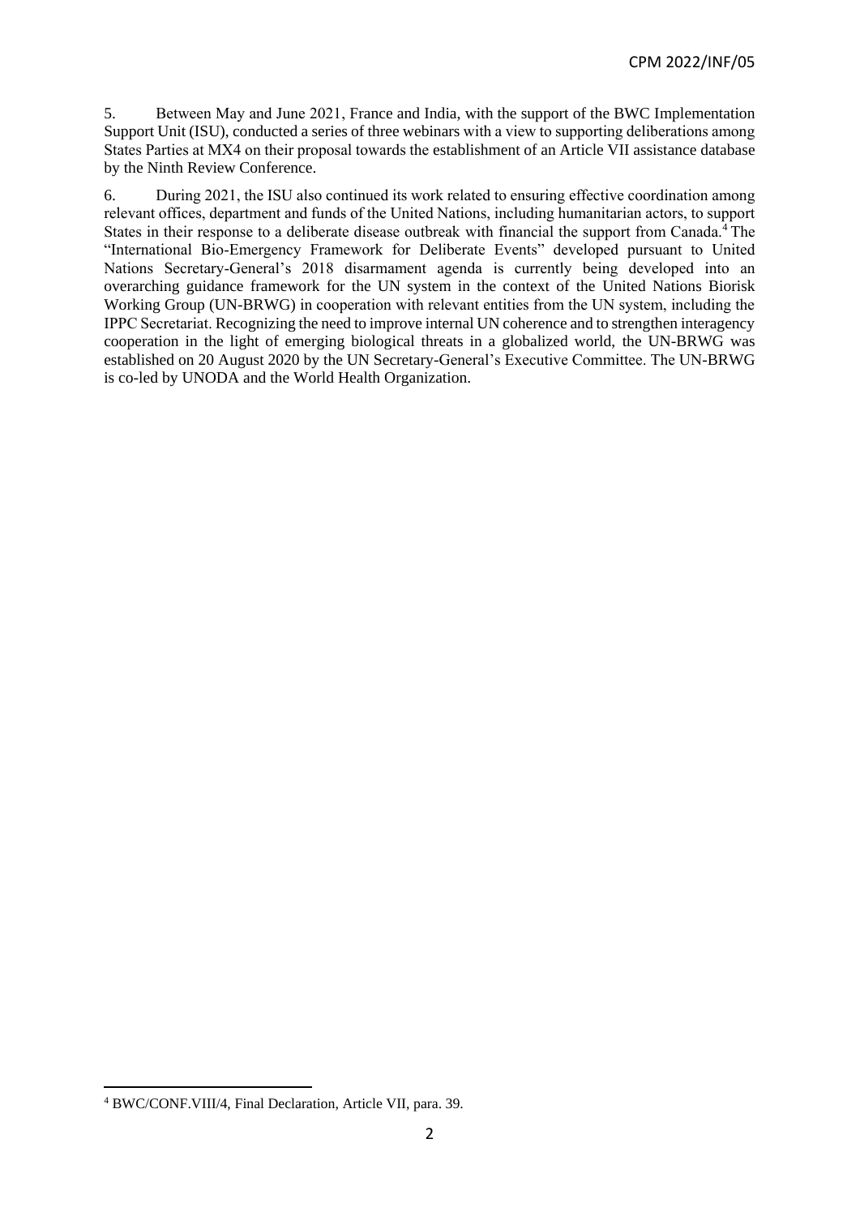5. Between May and June 2021, France and India, with the support of the BWC Implementation Support Unit (ISU), conducted a series of three webinars with a view to supporting deliberations among States Parties at MX4 on their proposal towards the establishment of an Article VII assistance database by the Ninth Review Conference.

6. During 2021, the ISU also continued its work related to ensuring effective coordination among relevant offices, department and funds of the United Nations, including humanitarian actors, to support States in their response to a deliberate disease outbreak with financial the support from Canada.[4] The "International Bio-Emergency Framework for Deliberate Events" developed pursuant to United Nations Secretary-General's 2018 disarmament agenda is currently being developed into an overarching guidance framework for the UN system in the context of the United Nations Biorisk Working Group (UN-BRWG) in cooperation with relevant entities from the UN system, including the IPPC Secretariat. Recognizing the need to improve internal UN coherence and to strengthen interagency cooperation in the light of emerging biological threats in a globalized world, the UN-BRWG was established on 20 August 2020 by the UN Secretary-General's Executive Committee. The UN-BRWG is co-led by UNODA and the World Health Organization.

[4] BWC/CONF.VIII/4, Final Declaration, Article VII, para. 39.